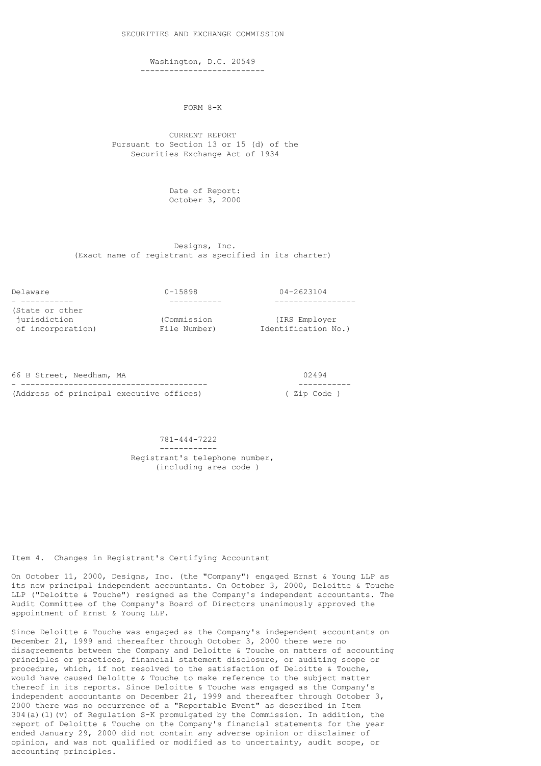SECURITIES AND EXCHANGE COMMISSION

Washington, D.C. 20549

# FORM 8-K

CURRENT REPORT
Pursuant to Section 13 or 15 (d) of the
Securities Exchange Act of 1934

Date of Report:
October 3, 2000

**Designs, Inc.**
(Exact name of registrant as specified in its charter)

| Delaware | 0-15898 | 04-2623104 |
|---|---|---|
| (State or other jurisdiction of incorporation) | (Commission File Number) | (IRS Employer Identification No.) |

| 66 B Street, Needham, MA | 02494 |
|---|---|
| (Address of principal executive offices) | ( Zip Code ) |

781-444-7222
Registrant's telephone number, (including area code )

## Item 4. Changes in Registrant's Certifying Accountant

On October 11, 2000, Designs, Inc. (the "Company") engaged Ernst & Young LLP as its new principal independent accountants. On October 3, 2000, Deloitte & Touche LLP ("Deloitte & Touche") resigned as the Company's independent accountants. The Audit Committee of the Company's Board of Directors unanimously approved the appointment of Ernst & Young LLP.

Since Deloitte & Touche was engaged as the Company's independent accountants on December 21, 1999 and thereafter through October 3, 2000 there were no disagreements between the Company and Deloitte & Touche on matters of accounting principles or practices, financial statement disclosure, or auditing scope or procedure, which, if not resolved to the satisfaction of Deloitte & Touche, would have caused Deloitte & Touche to make reference to the subject matter thereof in its reports. Since Deloitte & Touche was engaged as the Company's independent accountants on December 21, 1999 and thereafter through October 3, 2000 there was no occurrence of a "Reportable Event" as described in Item 304(a)(1)(v) of Regulation S-K promulgated by the Commission. In addition, the report of Deloitte & Touche on the Company's financial statements for the year ended January 29, 2000 did not contain any adverse opinion or disclaimer of opinion, and was not qualified or modified as to uncertainty, audit scope, or accounting principles.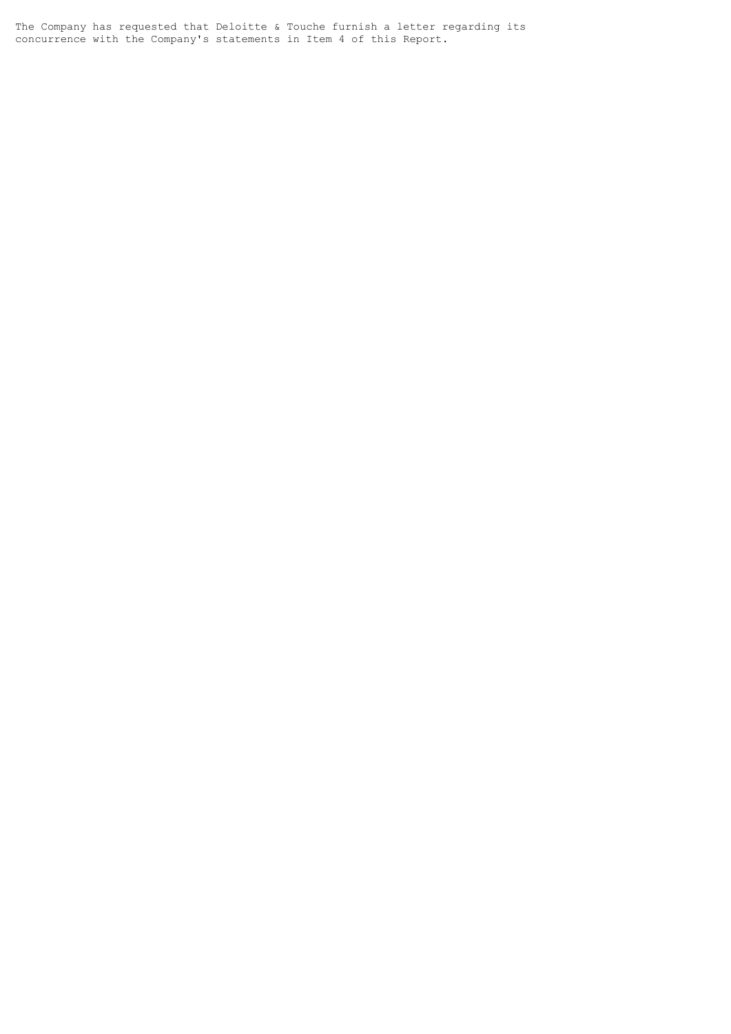The Company has requested that Deloitte & Touche furnish a letter regarding its concurrence with the Company's statements in Item 4 of this Report.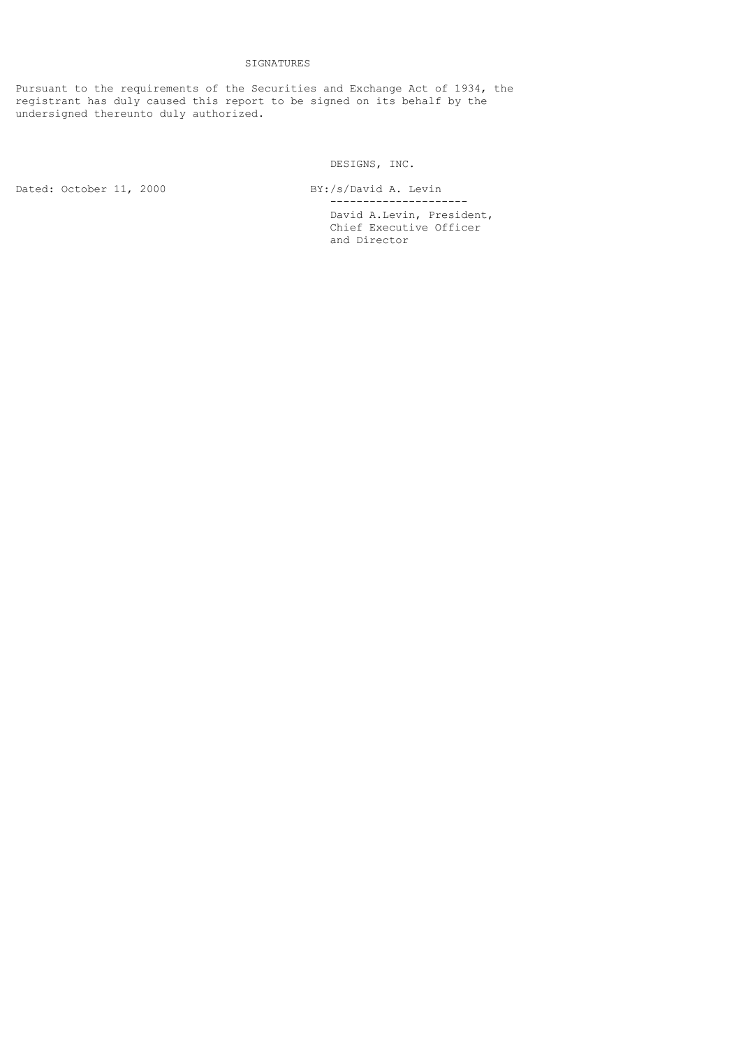# SIGNATURES

Pursuant to the requirements of the Securities and Exchange Act of 1934, the registrant has duly caused this report to be signed on its behalf by the undersigned thereunto duly authorized.

DESIGNS, INC.

Dated: October 11, 2000

BY:/s/David A. Levin

---------------------

David A.Levin, President,
Chief Executive Officer
and Director